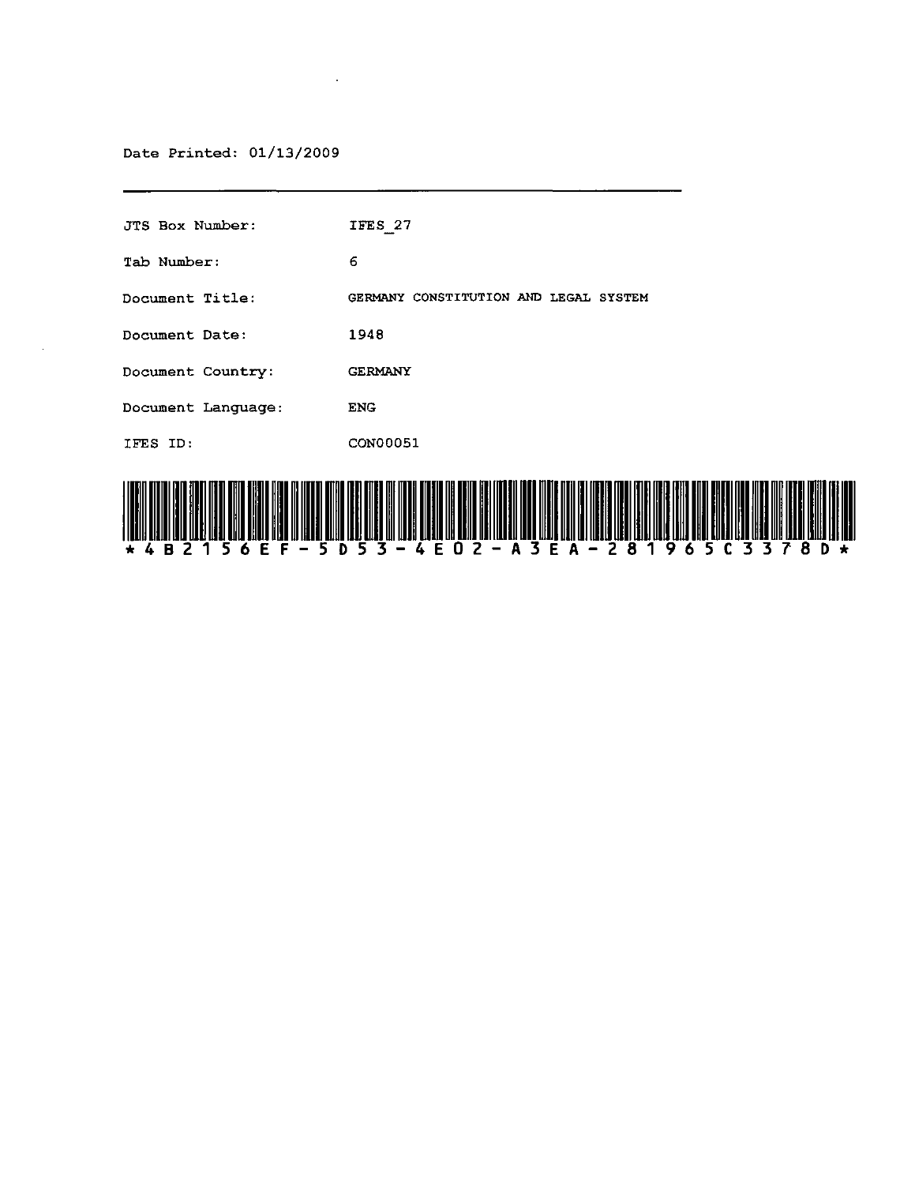Date Printed: 01/13/2009

---

| | |
|---|---|
| JTS Box Number: | IFES_27 |
| Tab Number: | 6 |
| Document Title: | GERMANY CONSTITUTION AND LEGAL SYSTEM |
| Document Date: | 1948 |
| Document Country: | GERMANY |
| Document Language: | ENG |
| IFES ID: | CON00051 |

*4B2156EF-5D53-4E02-A3EA-281965C3378D*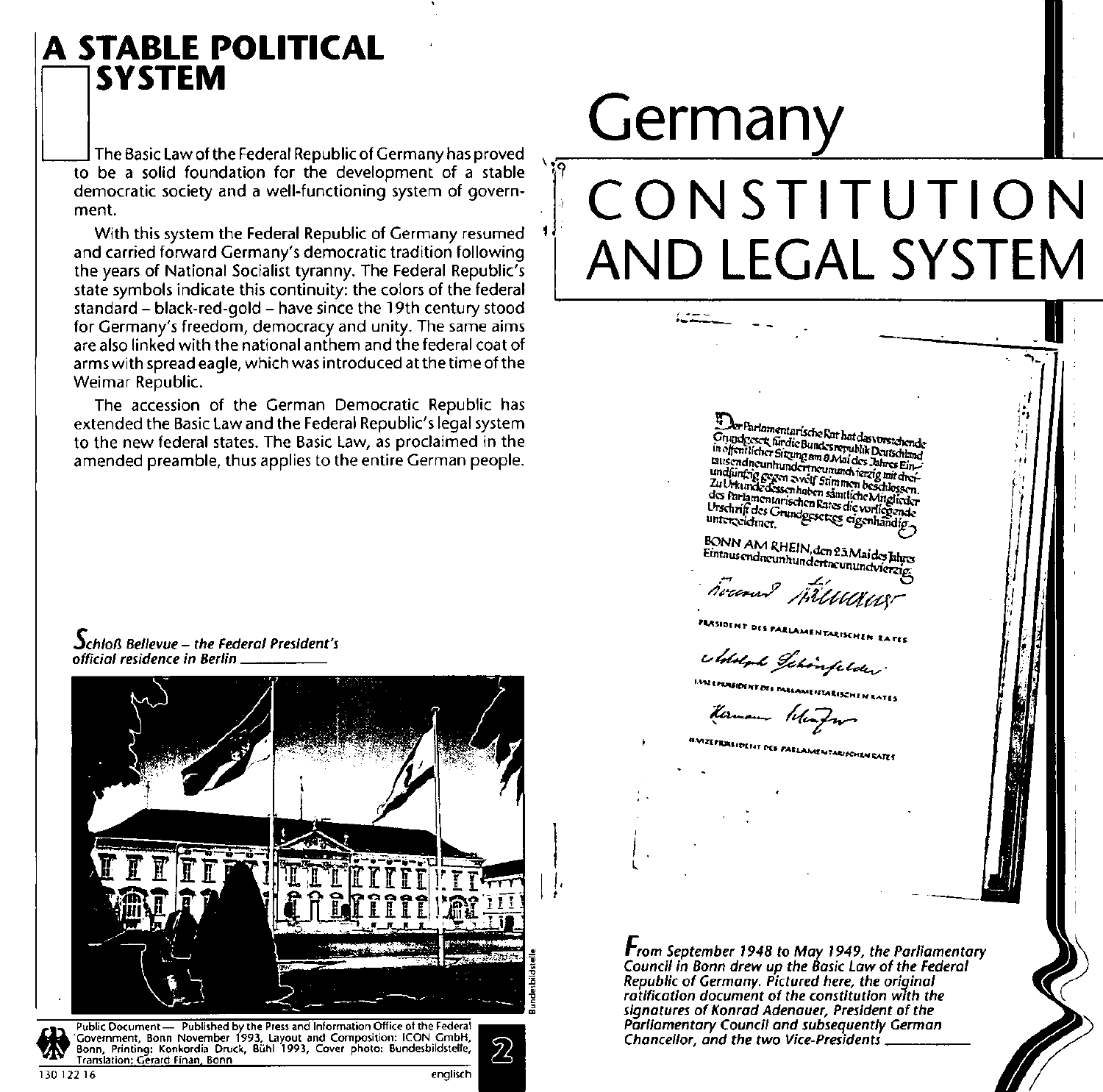# Germany

# CONSTITUTION AND LEGAL SYSTEM

## A STABLE POLITICAL SYSTEM

The Basic Law of the Federal Republic of Germany has proved to be a solid foundation for the development of a stable democratic society and a well-functioning system of government.

With this system the Federal Republic of Germany resumed and carried forward Germany's democratic tradition following the years of National Socialist tyranny. The Federal Republic's state symbols indicate this continuity: the colors of the federal standard – black-red-gold – have since the 19th century stood for Germany's freedom, democracy and unity. The same aims are also linked with the national anthem and the federal coat of arms with spread eagle, which was introduced at the time of the Weimar Republic.

The accession of the German Democratic Republic has extended the Basic Law and the Federal Republic's legal system to the new federal states. The Basic Law, as proclaimed in the amended preamble, thus applies to the entire German people.

*Schloß Bellevue – the Federal President's official residence in Berlin*

Bundesbildstelle

Der Parlamentarische Rat hat das vorstehende Grundgesetz für die Bundesrepublik Deutschland in öffentlicher Sitzung am 8. Mai des Jahres Eintausendneunhundertneunundvierzig mit dreiundfünfzig gegen zwölf Stimmen beschlossen. Zu Urkunde dessen haben sämtliche Mitglieder des Parlamentarischen Rates die vorliegende Urschrift des Grundgesetzes eigenhändig unterzeichnet.

BONN AM RHEIN, den 23. Mai des Jahres Eintausendneunhundertneunundvierzig.

Konrad Adenauer

PRÄSIDENT DES PARLAMENTARISCHEN RATES

Adolph Schönfelder

I. VIZEPRÄSIDENT DES PARLAMENTARISCHEN RATES

Hermann Schäfer

II. VIZEPRÄSIDENT DES PARLAMENTARISCHEN RATES

*From September 1948 to May 1949, the Parliamentary Council in Bonn drew up the Basic Law of the Federal Republic of Germany. Pictured here, the original ratification document of the constitution with the signatures of Konrad Adenauer, President of the Parliamentary Council and subsequently German Chancellor, and the two Vice-Presidents*

Public Document — Published by the Press and Information Office of the Federal Government, Bonn November 1993, Layout and Composition: ICON GmbH, Bonn, Printing: Konkordia Druck, Bühl 1993, Cover photo: Bundesbildstelle, Translation: Gerard Finan, Bonn

130 122 16 englisch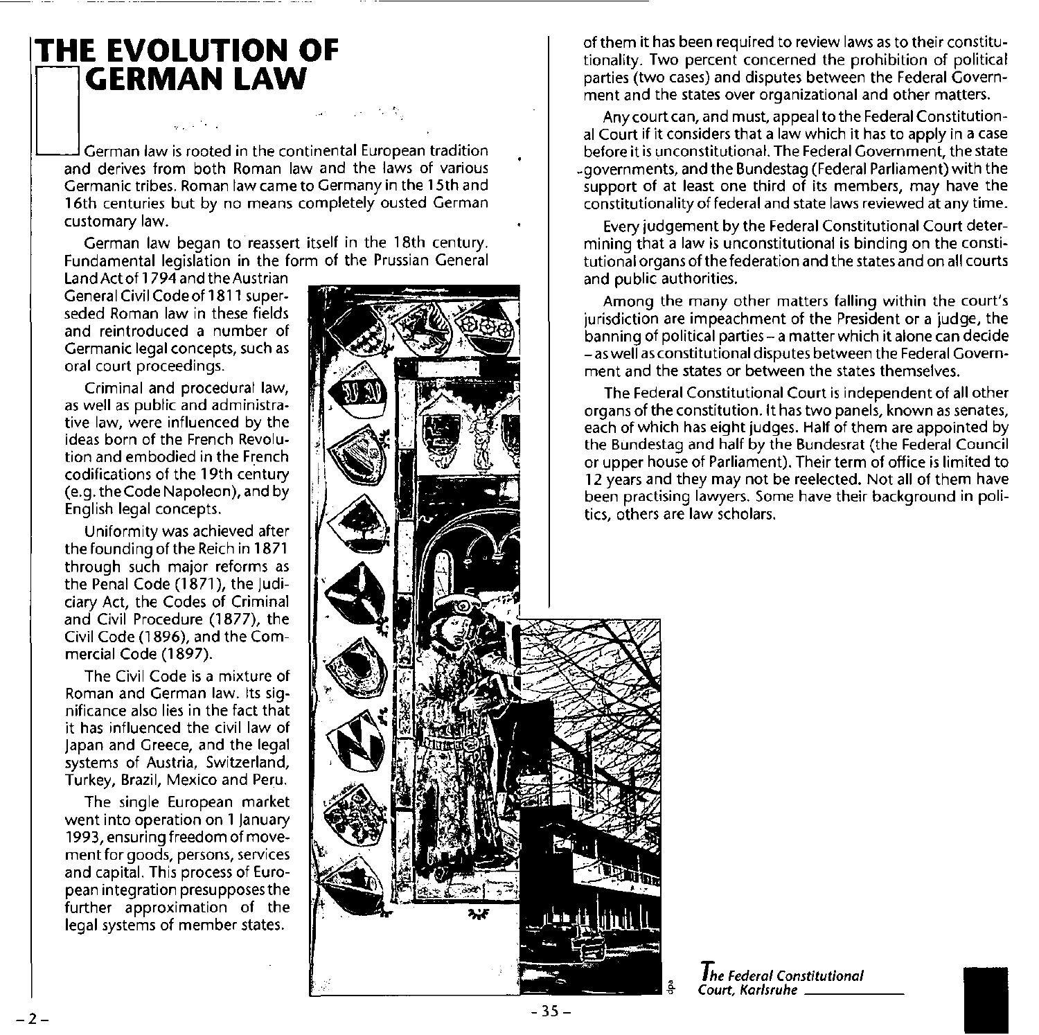# THE EVOLUTION OF GERMAN LAW

German law is rooted in the continental European tradition and derives from both Roman law and the laws of various Germanic tribes. Roman law came to Germany in the 15th and 16th centuries but by no means completely ousted German customary law.

German law began to reassert itself in the 18th century. Fundamental legislation in the form of the Prussian General Land Act of 1794 and the Austrian General Civil Code of 1811 superseded Roman law in these fields and reintroduced a number of Germanic legal concepts, such as oral court proceedings.

Criminal and procedural law, as well as public and administrative law, were influenced by the ideas born of the French Revolution and embodied in the French codifications of the 19th century (e.g. the Code Napoleon), and by English legal concepts.

Uniformity was achieved after the founding of the Reich in 1871 through such major reforms as the Penal Code (1871), the Judiciary Act, the Codes of Criminal and Civil Procedure (1877), the Civil Code (1896), and the Commercial Code (1897).

The Civil Code is a mixture of Roman and German law. Its significance also lies in the fact that it has influenced the civil law of Japan and Greece, and the legal systems of Austria, Switzerland, Turkey, Brazil, Mexico and Peru.

The single European market went into operation on 1 January 1993, ensuring freedom of movement for goods, persons, services and capital. This process of European integration presupposes the further approximation of the legal systems of member states.

of them it has been required to review laws as to their constitutionality. Two percent concerned the prohibition of political parties (two cases) and disputes between the Federal Government and the states over organizational and other matters.

Any court can, and must, appeal to the Federal Constitutional Court if it considers that a law which it has to apply in a case before it is unconstitutional. The Federal Government, the state governments, and the Bundestag (Federal Parliament) with the support of at least one third of its members, may have the constitutionality of federal and state laws reviewed at any time.

Every judgement by the Federal Constitutional Court determining that a law is unconstitutional is binding on the constitutional organs of the federation and the states and on all courts and public authorities.

Among the many other matters falling within the court's jurisdiction are impeachment of the President or a judge, the banning of political parties – a matter which it alone can decide – as well as constitutional disputes between the Federal Government and the states or between the states themselves.

The Federal Constitutional Court is independent of all other organs of the constitution. It has two panels, known as senates, each of which has eight judges. Half of them are appointed by the Bundestag and half by the Bundesrat (the Federal Council or upper house of Parliament). Their term of office is limited to 12 years and they may not be reelected. Not all of them have been practising lawyers. Some have their background in politics, others are law scholars.

*The Federal Constitutional Court, Karlsruhe*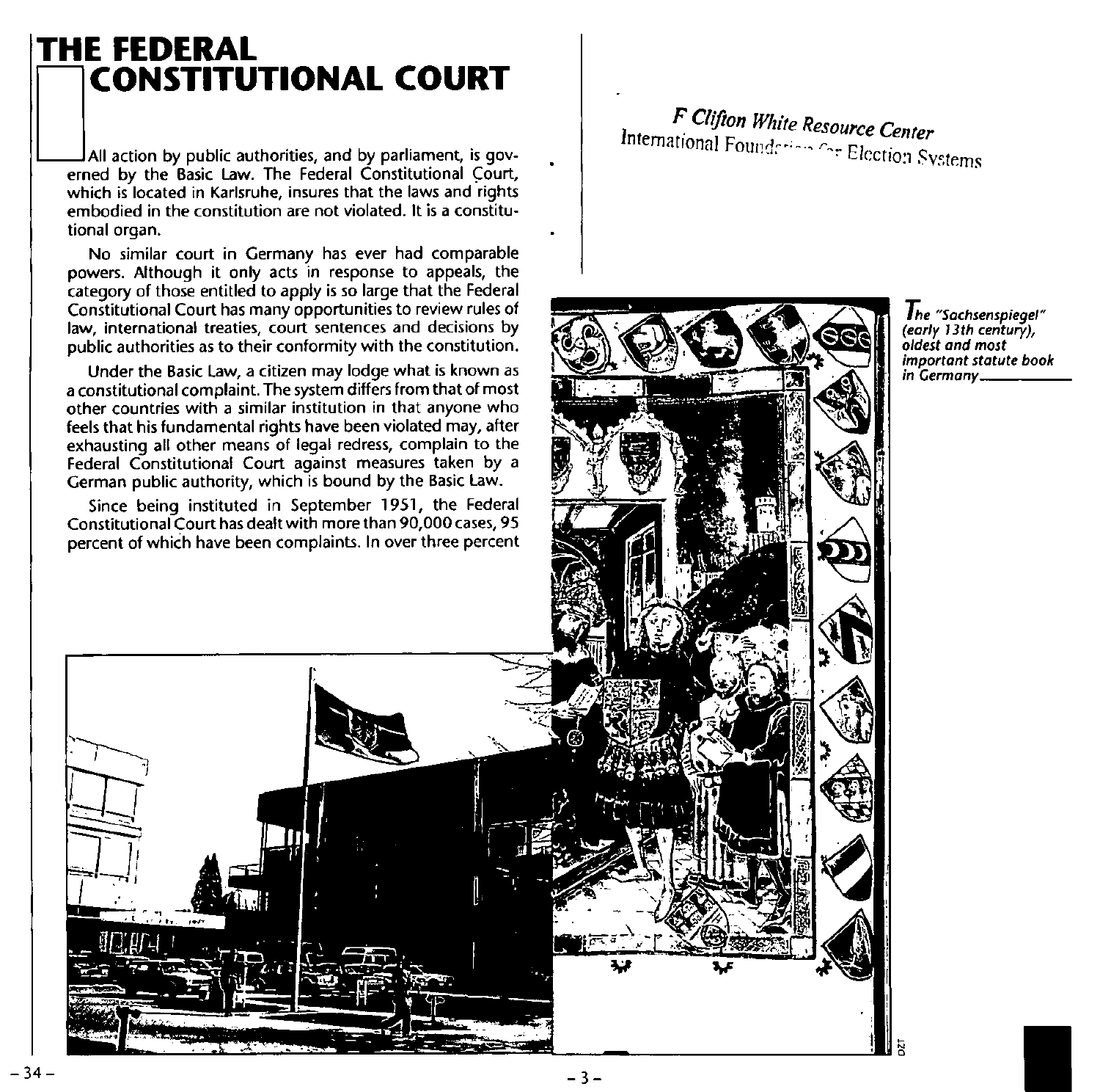# THE FEDERAL CONSTITUTIONAL COURT

All action by public authorities, and by parliament, is governed by the Basic Law. The Federal Constitutional Court, which is located in Karlsruhe, insures that the laws and rights embodied in the constitution are not violated. It is a constitutional organ.

No similar court in Germany has ever had comparable powers. Although it only acts in response to appeals, the category of those entitled to apply is so large that the Federal Constitutional Court has many opportunities to review rules of law, international treaties, court sentences and decisions by public authorities as to their conformity with the constitution.

Under the Basic Law, a citizen may lodge what is known as a constitutional complaint. The system differs from that of most other countries with a similar institution in that anyone who feels that his fundamental rights have been violated may, after exhausting all other means of legal redress, complain to the Federal Constitutional Court against measures taken by a German public authority, which is bound by the Basic Law.

Since being instituted in September 1951, the Federal Constitutional Court has dealt with more than 90,000 cases, 95 percent of which have been complaints. In over three percent

F Clifton White Resource Center
International Foundation for Election Systems

*The "Sachsenspiegel" (early 13th century), oldest and most important statute book in Germany*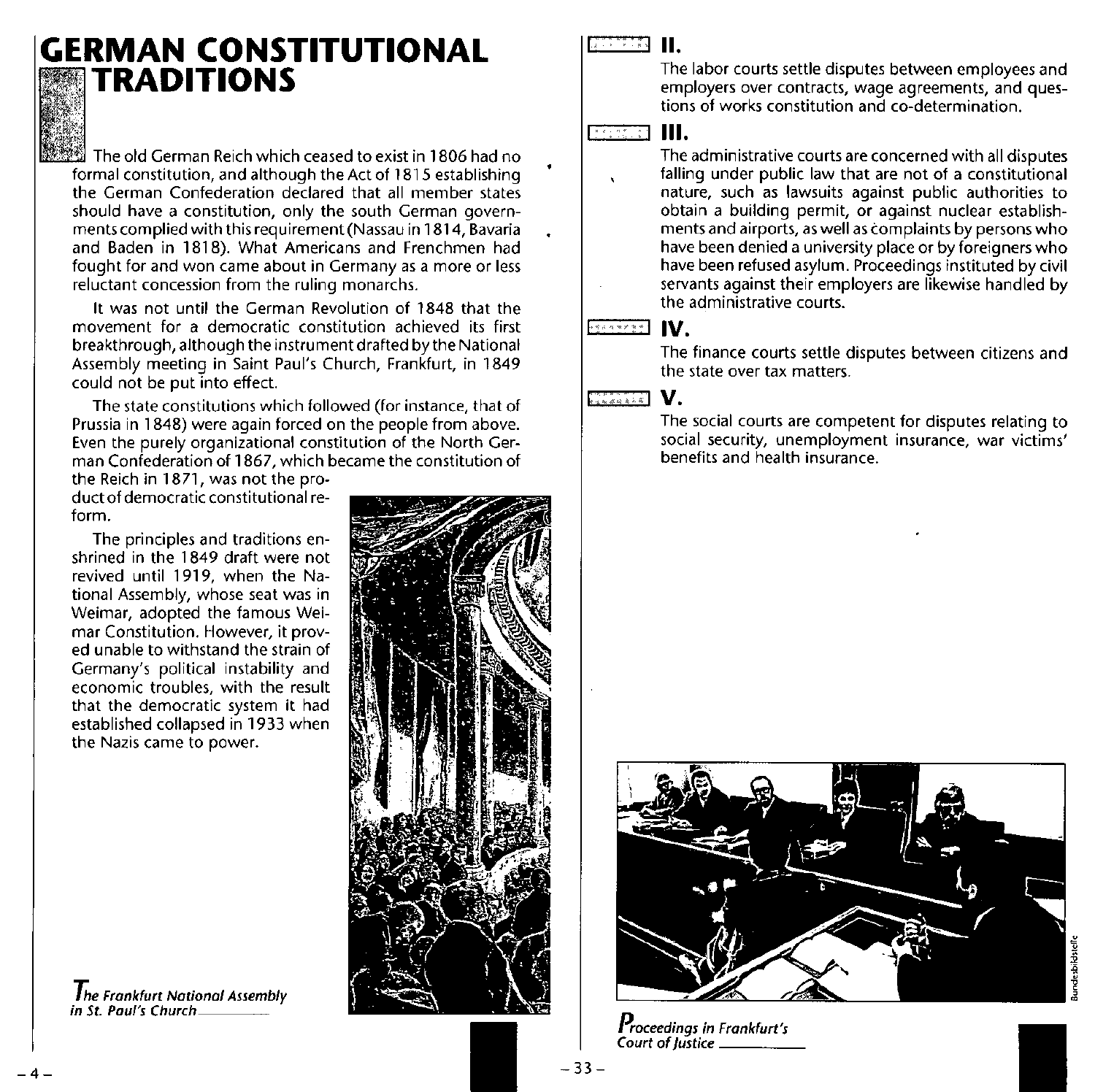# GERMAN CONSTITUTIONAL TRADITIONS

The old German Reich which ceased to exist in 1806 had no formal constitution, and although the Act of 1815 establishing the German Confederation declared that all member states should have a constitution, only the south German governments complied with this requirement (Nassau in 1814, Bavaria and Baden in 1818). What Americans and Frenchmen had fought for and won came about in Germany as a more or less reluctant concession from the ruling monarchs.

It was not until the German Revolution of 1848 that the movement for a democratic constitution achieved its first breakthrough, although the instrument drafted by the National Assembly meeting in Saint Paul's Church, Frankfurt, in 1849 could not be put into effect.

The state constitutions which followed (for instance, that of Prussia in 1848) were again forced on the people from above. Even the purely organizational constitution of the North German Confederation of 1867, which became the constitution of the Reich in 1871, was not the product of democratic constitutional reform.

The principles and traditions enshrined in the 1849 draft were not revived until 1919, when the National Assembly, whose seat was in Weimar, adopted the famous Weimar Constitution. However, it proved unable to withstand the strain of Germany's political instability and economic troubles, with the result that the democratic system it had established collapsed in 1933 when the Nazis came to power.

*The Frankfurt National Assembly in St. Paul's Church*

## II.

The labor courts settle disputes between employees and employers over contracts, wage agreements, and questions of works constitution and co-determination.

## III.

The administrative courts are concerned with all disputes falling under public law that are not of a constitutional nature, such as lawsuits against public authorities to obtain a building permit, or against nuclear establishments and airports, as well as complaints by persons who have been denied a university place or by foreigners who have been refused asylum. Proceedings instituted by civil servants against their employers are likewise handled by the administrative courts.

## IV.

The finance courts settle disputes between citizens and the state over tax matters.

## V.

The social courts are competent for disputes relating to social security, unemployment insurance, war victims' benefits and health insurance.

*Proceedings in Frankfurt's Court of Justice*

Bundesbildstelle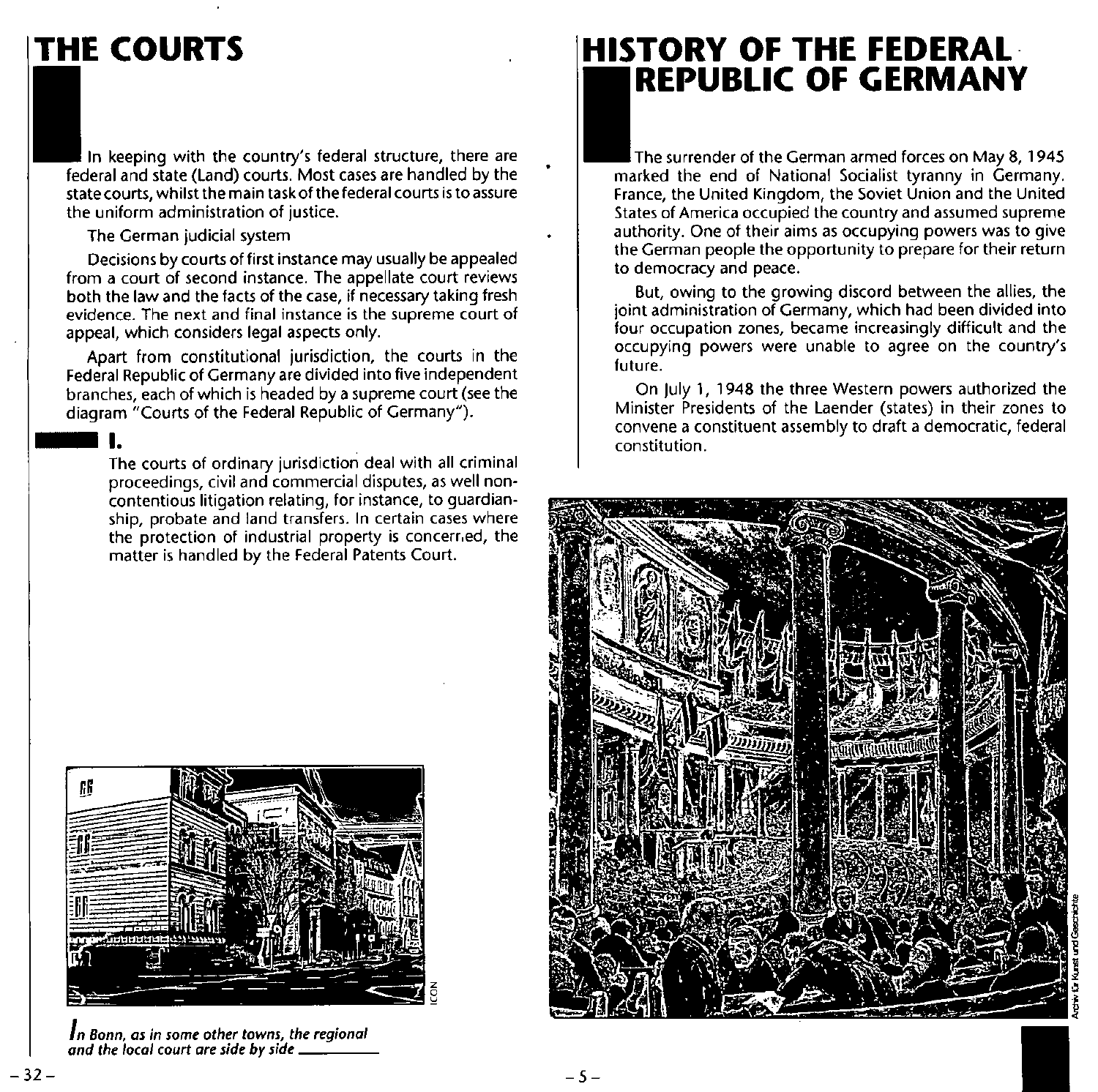# THE COURTS

In keeping with the country's federal structure, there are federal and state (Land) courts. Most cases are handled by the state courts, whilst the main task of the federal courts is to assure the uniform administration of justice.

The German judicial system

Decisions by courts of first instance may usually be appealed from a court of second instance. The appellate court reviews both the law and the facts of the case, if necessary taking fresh evidence. The next and final instance is the supreme court of appeal, which considers legal aspects only.

Apart from constitutional jurisdiction, the courts in the Federal Republic of Germany are divided into five independent branches, each of which is headed by a supreme court (see the diagram "Courts of the Federal Republic of Germany").

## I.

The courts of ordinary jurisdiction deal with all criminal proceedings, civil and commercial disputes, as well non-contentious litigation relating, for instance, to guardianship, probate and land transfers. In certain cases where the protection of industrial property is concerned, the matter is handled by the Federal Patents Court.

*In Bonn, as in some other towns, the regional and the local court are side by side*

# HISTORY OF THE FEDERAL REPUBLIC OF GERMANY

The surrender of the German armed forces on May 8, 1945 marked the end of National Socialist tyranny in Germany. France, the United Kingdom, the Soviet Union and the United States of America occupied the country and assumed supreme authority. One of their aims as occupying powers was to give the German people the opportunity to prepare for their return to democracy and peace.

But, owing to the growing discord between the allies, the joint administration of Germany, which had been divided into four occupation zones, became increasingly difficult and the occupying powers were unable to agree on the country's future.

On July 1, 1948 the three Western powers authorized the Minister Presidents of the Laender (states) in their zones to convene a constituent assembly to draft a democratic, federal constitution.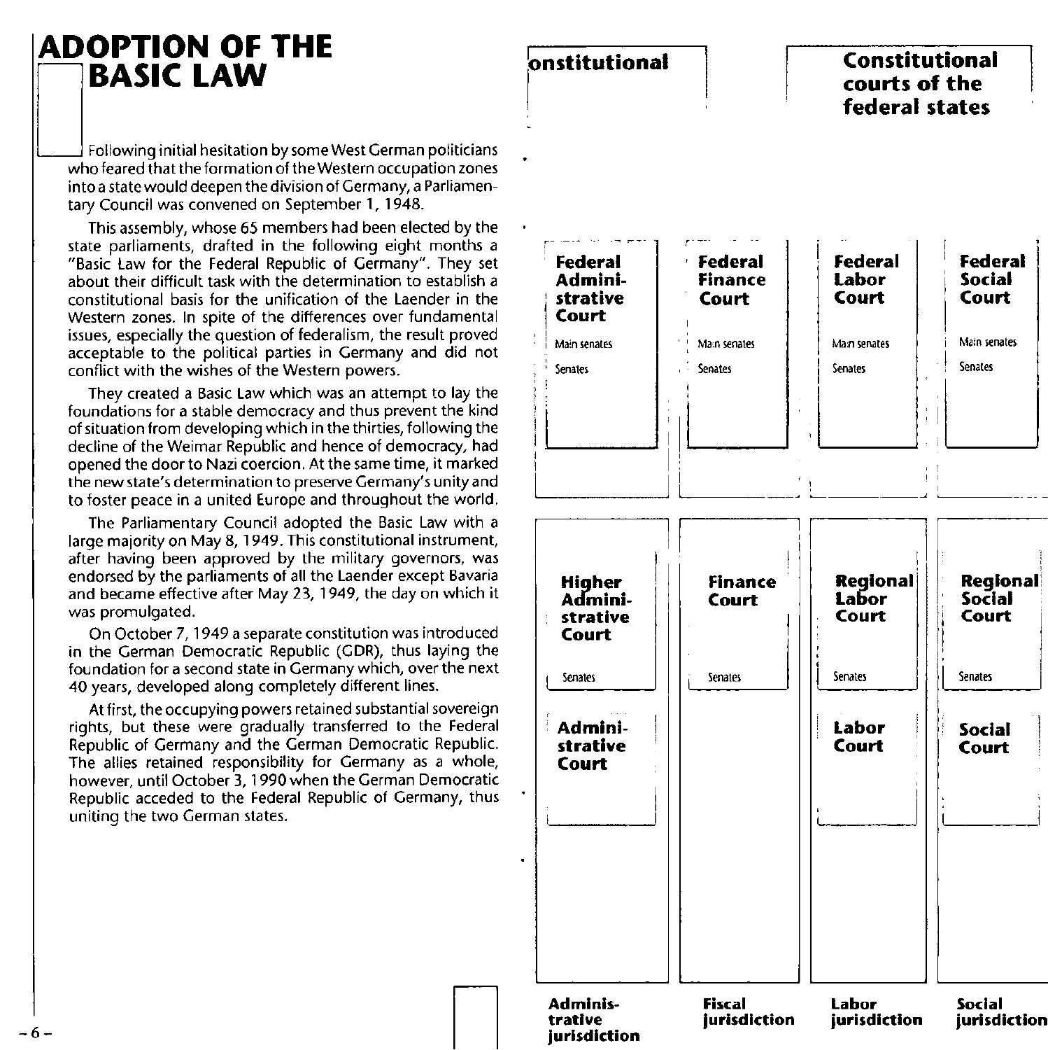# ADOPTION OF THE BASIC LAW

Following initial hesitation by some West German politicians who feared that the formation of the Western occupation zones into a state would deepen the division of Germany, a Parliamentary Council was convened on September 1, 1948.

This assembly, whose 65 members had been elected by the state parliaments, drafted in the following eight months a "Basic Law for the Federal Republic of Germany". They set about their difficult task with the determination to establish a constitutional basis for the unification of the Laender in the Western zones. In spite of the differences over fundamental issues, especially the question of federalism, the result proved acceptable to the political parties in Germany and did not conflict with the wishes of the Western powers.

They created a Basic Law which was an attempt to lay the foundations for a stable democracy and thus prevent the kind of situation from developing which in the thirties, following the decline of the Weimar Republic and hence of democracy, had opened the door to Nazi coercion. At the same time, it marked the new state's determination to preserve Germany's unity and to foster peace in a united Europe and throughout the world.

The Parliamentary Council adopted the Basic Law with a large majority on May 8, 1949. This constitutional instrument, after having been approved by the military governors, was endorsed by the parliaments of all the Laender except Bavaria and became effective after May 23, 1949, the day on which it was promulgated.

On October 7, 1949 a separate constitution was introduced in the German Democratic Republic (GDR), thus laying the foundation for a second state in Germany which, over the next 40 years, developed along completely different lines.

At first, the occupying powers retained substantial sovereign rights, but these were gradually transferred to the Federal Republic of Germany and the German Democratic Republic. The allies retained responsibility for Germany as a whole, however, until October 3, 1990 when the German Democratic Republic acceded to the Federal Republic of Germany, thus uniting the two German states.

| onstitutional | | Constitutional courts of the federal states | |
|---|---|---|---|
| **Federal Administrative Court** Main senates, Senates | **Federal Finance Court** Main senates, Senates | **Federal Labor Court** Main senates, Senates | **Federal Social Court** Main senates, Senates |
| **Higher Administrative Court** Senates | **Finance Court** Senates | **Regional Labor Court** Senates | **Regional Social Court** Senates |
| **Administrative Court** | | **Labor Court** | **Social Court** |
| **Administrative jurisdiction** | **Fiscal jurisdiction** | **Labor jurisdiction** | **Social jurisdiction** |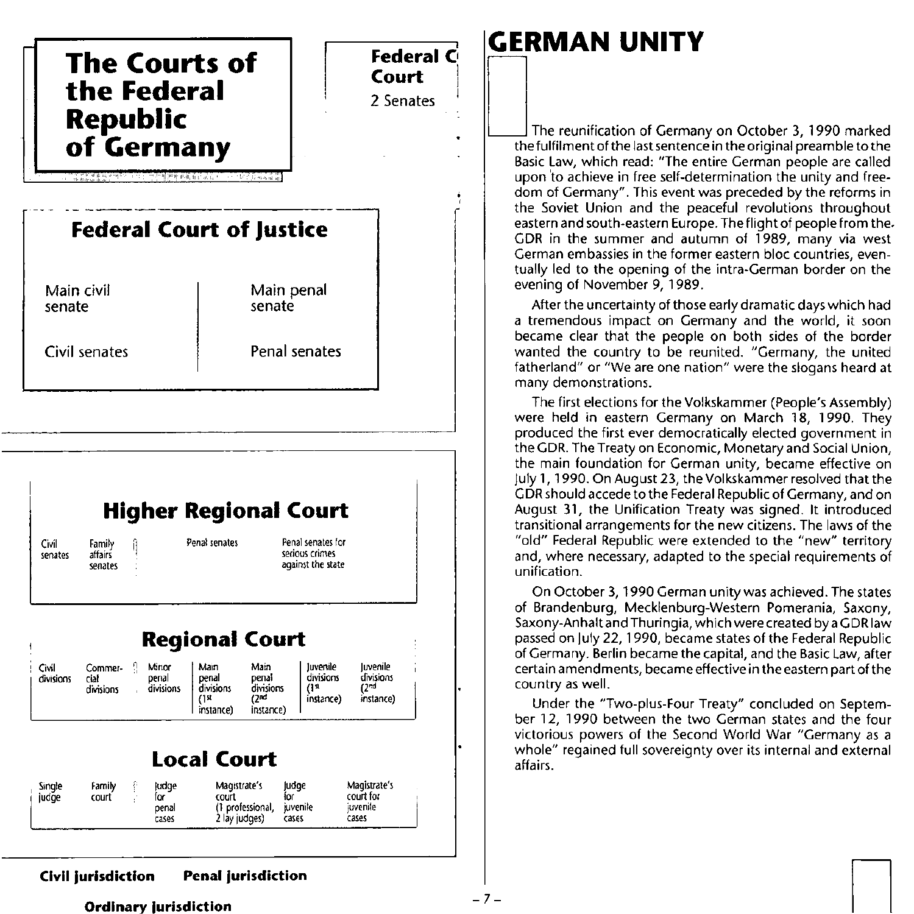# The Courts of the Federal Republic of Germany

**Federal C Court**

2 Senates

## Federal Court of Justice

| Main civil senate | Main penal senate |
|---|---|
| Civil senates | Penal senates |

## Higher Regional Court

| Civil senates | Family affairs senates | Penal senates | Penal senates for serious crimes against the state |
|---|---|---|---|

## Regional Court

| Civil divisions | Commercial divisions | Minor penal divisions | Main penal divisions (1st instance) | Main penal divisions (2nd instance) | Juvenile divisions (1st instance) | Juvenile divisions (2nd instance) |
|---|---|---|---|---|---|---|

## Local Court

| Single judge | Family court | Judge for penal cases | Magistrate's court (1 professional, 2 lay judges) | Judge for juvenile cases | Magistrate's court for juvenile cases |
|---|---|---|---|---|---|

**Civil jurisdiction** **Penal jurisdiction**

**Ordinary jurisdiction**

# GERMAN UNITY

The reunification of Germany on October 3, 1990 marked the fulfilment of the last sentence in the original preamble to the Basic Law, which read: "The entire German people are called upon to achieve in free self-determination the unity and freedom of Germany". This event was preceded by the reforms in the Soviet Union and the peaceful revolutions throughout eastern and south-eastern Europe. The flight of people from the GDR in the summer and autumn of 1989, many via west German embassies in the former eastern bloc countries, eventually led to the opening of the intra-German border on the evening of November 9, 1989.

After the uncertainty of those early dramatic days which had a tremendous impact on Germany and the world, it soon became clear that the people on both sides of the border wanted the country to be reunited. "Germany, the united fatherland" or "We are one nation" were the slogans heard at many demonstrations.

The first elections for the Volkskammer (People's Assembly) were held in eastern Germany on March 18, 1990. They produced the first ever democratically elected government in the GDR. The Treaty on Economic, Monetary and Social Union, the main foundation for German unity, became effective on July 1, 1990. On August 23, the Volkskammer resolved that the GDR should accede to the Federal Republic of Germany, and on August 31, the Unification Treaty was signed. It introduced transitional arrangements for the new citizens. The laws of the "old" Federal Republic were extended to the "new" territory and, where necessary, adapted to the special requirements of unification.

On October 3, 1990 German unity was achieved. The states of Brandenburg, Mecklenburg-Western Pomerania, Saxony, Saxony-Anhalt and Thuringia, which were created by a GDR law passed on July 22, 1990, became states of the Federal Republic of Germany. Berlin became the capital, and the Basic Law, after certain amendments, became effective in the eastern part of the country as well.

Under the "Two-plus-Four Treaty" concluded on September 12, 1990 between the two German states and the four victorious powers of the Second World War "Germany as a whole" regained full sovereignty over its internal and external affairs.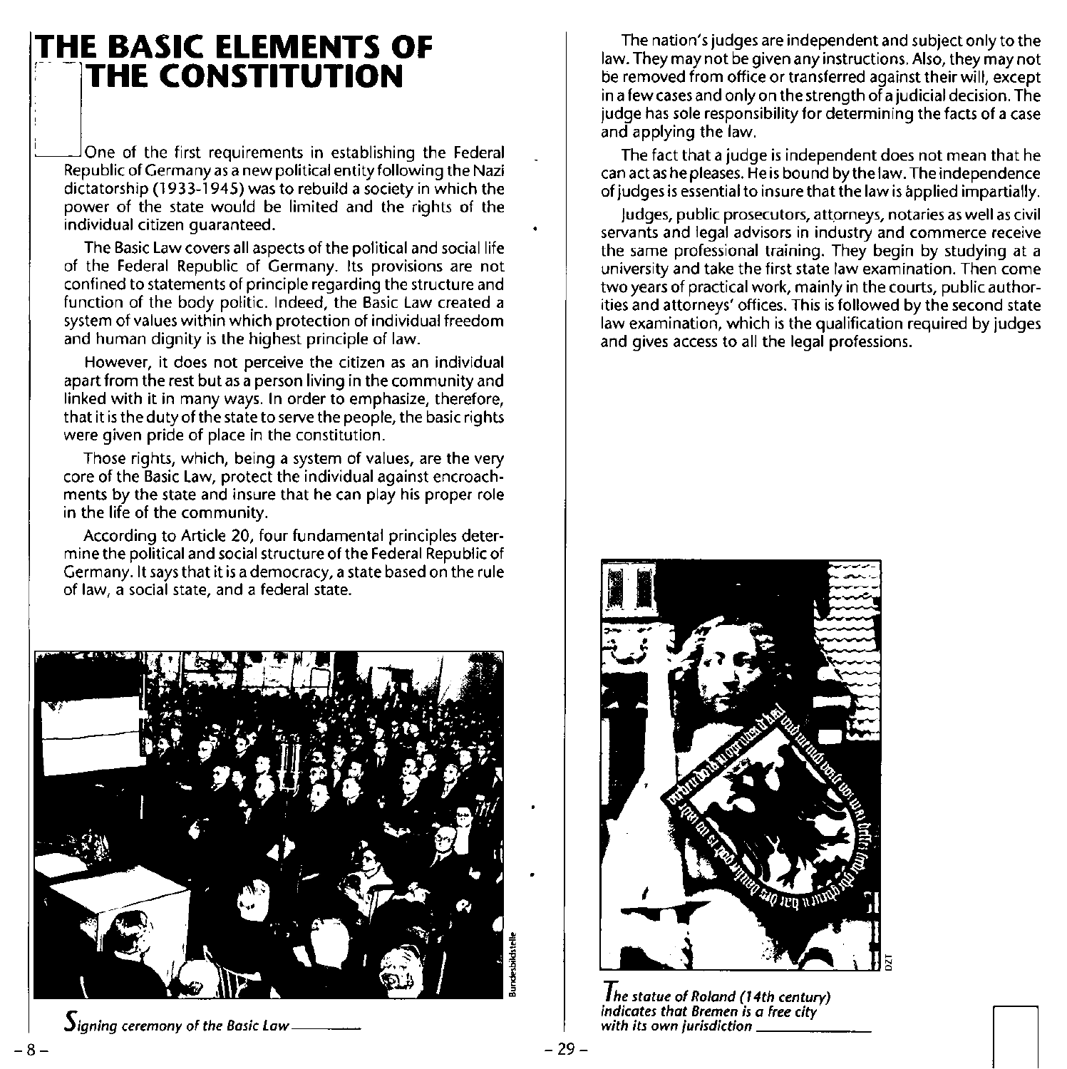# THE BASIC ELEMENTS OF THE CONSTITUTION

One of the first requirements in establishing the Federal Republic of Germany as a new political entity following the Nazi dictatorship (1933-1945) was to rebuild a society in which the power of the state would be limited and the rights of the individual citizen guaranteed.

The Basic Law covers all aspects of the political and social life of the Federal Republic of Germany. Its provisions are not confined to statements of principle regarding the structure and function of the body politic. Indeed, the Basic Law created a system of values within which protection of individual freedom and human dignity is the highest principle of law.

However, it does not perceive the citizen as an individual apart from the rest but as a person living in the community and linked with it in many ways. In order to emphasize, therefore, that it is the duty of the state to serve the people, the basic rights were given pride of place in the constitution.

Those rights, which, being a system of values, are the very core of the Basic Law, protect the individual against encroachments by the state and insure that he can play his proper role in the life of the community.

According to Article 20, four fundamental principles determine the political and social structure of the Federal Republic of Germany. It says that it is a democracy, a state based on the rule of law, a social state, and a federal state.

*Signing ceremony of the Basic Law*

The nation's judges are independent and subject only to the law. They may not be given any instructions. Also, they may not be removed from office or transferred against their will, except in a few cases and only on the strength of a judicial decision. The judge has sole responsibility for determining the facts of a case and applying the law.

The fact that a judge is independent does not mean that he can act as he pleases. He is bound by the law. The independence of judges is essential to insure that the law is applied impartially.

Judges, public prosecutors, attorneys, notaries as well as civil servants and legal advisors in industry and commerce receive the same professional training. They begin by studying at a university and take the first state law examination. Then come two years of practical work, mainly in the courts, public authorities and attorneys' offices. This is followed by the second state law examination, which is the qualification required by judges and gives access to all the legal professions.

*The statue of Roland (14th century) indicates that Bremen is a free city with its own jurisdiction*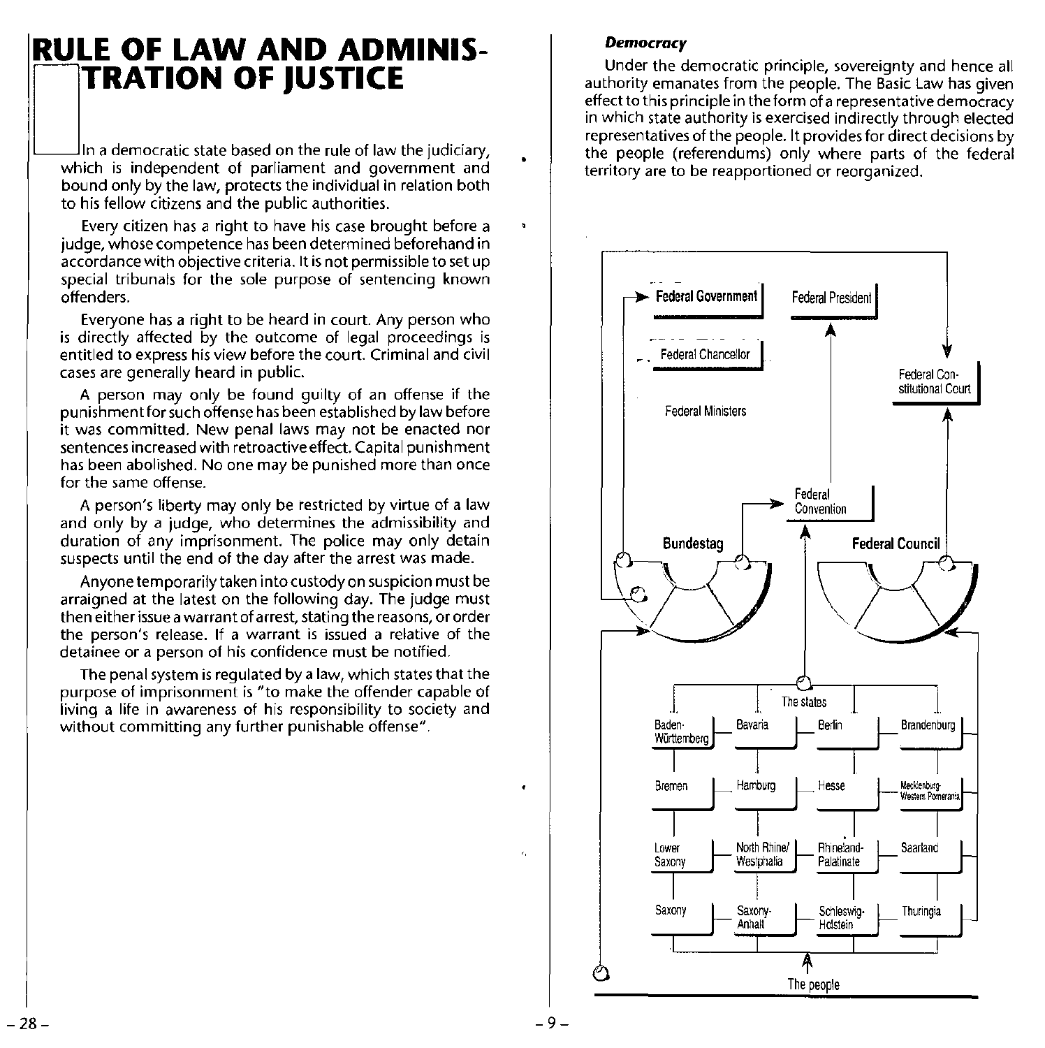# RULE OF LAW AND ADMINISTRATION OF JUSTICE

In a democratic state based on the rule of law the judiciary, which is independent of parliament and government and bound only by the law, protects the individual in relation both to his fellow citizens and the public authorities.

Every citizen has a right to have his case brought before a judge, whose competence has been determined beforehand in accordance with objective criteria. It is not permissible to set up special tribunals for the sole purpose of sentencing known offenders.

Everyone has a right to be heard in court. Any person who is directly affected by the outcome of legal proceedings is entitled to express his view before the court. Criminal and civil cases are generally heard in public.

A person may only be found guilty of an offense if the punishment for such offense has been established by law before it was committed. New penal laws may not be enacted nor sentences increased with retroactive effect. Capital punishment has been abolished. No one may be punished more than once for the same offense.

A person's liberty may only be restricted by virtue of a law and only by a judge, who determines the admissibility and duration of any imprisonment. The police may only detain suspects until the end of the day after the arrest was made.

Anyone temporarily taken into custody on suspicion must be arraigned at the latest on the following day. The judge must then either issue a warrant of arrest, stating the reasons, or order the person's release. If a warrant is issued a relative of the detainee or a person of his confidence must be notified.

The penal system is regulated by a law, which states that the purpose of imprisonment is "to make the offender capable of living a life in awareness of his responsibility to society and without committing any further punishable offense".

### *Democracy*

Under the democratic principle, sovereignty and hence all authority emanates from the people. The Basic Law has given effect to this principle in the form of a representative democracy in which state authority is exercised indirectly through elected representatives of the people. It provides for direct decisions by the people (referendums) only where parts of the federal territory are to be reapportioned or reorganized.

Federal Government

Federal Chancellor

Federal Ministers

Federal President

Federal Constitutional Court

Federal Convention

Bundestag

Federal Council

The states

Baden-Württemberg, Bavaria, Berlin, Brandenburg, Bremen, Hamburg, Hesse, Mecklenburg-Western Pomerania, Lower Saxony, North Rhine/Westphalia, Rhineland-Palatinate, Saarland, Saxony, Saxony-Anhalt, Schleswig-Holstein, Thuringia

The people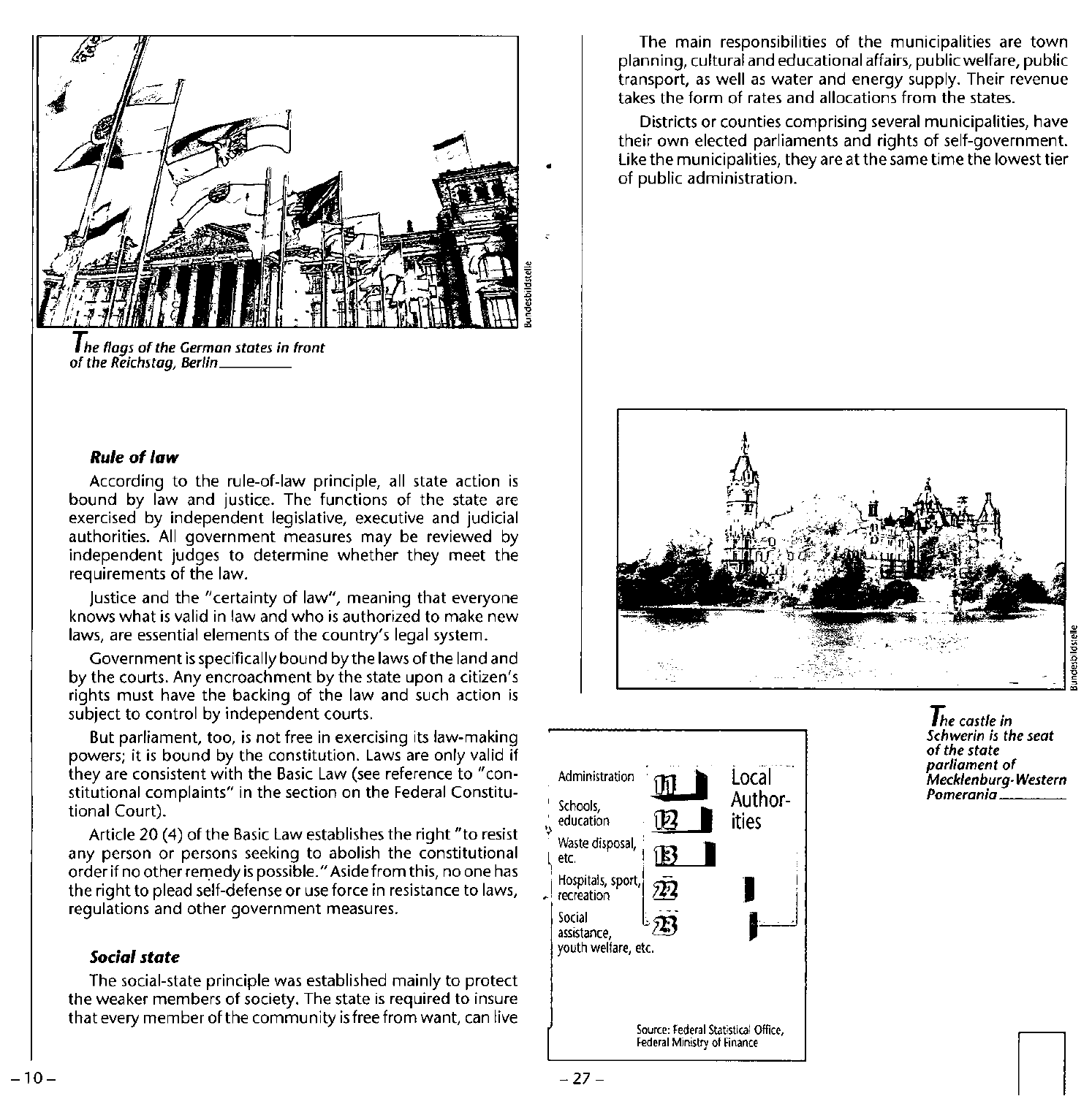*The flags of the German states in front of the Reichstag, Berlin*

### *Rule of law*

According to the rule-of-law principle, all state action is bound by law and justice. The functions of the state are exercised by independent legislative, executive and judicial authorities. All government measures may be reviewed by independent judges to determine whether they meet the requirements of the law.

Justice and the "certainty of law", meaning that everyone knows what is valid in law and who is authorized to make new laws, are essential elements of the country's legal system.

Government is specifically bound by the laws of the land and by the courts. Any encroachment by the state upon a citizen's rights must have the backing of the law and such action is subject to control by independent courts.

But parliament, too, is not free in exercising its law-making powers; it is bound by the constitution. Laws are only valid if they are consistent with the Basic Law (see reference to "constitutional complaints" in the section on the Federal Constitutional Court).

Article 20 (4) of the Basic Law establishes the right "to resist any person or persons seeking to abolish the constitutional order if no other remedy is possible." Aside from this, no one has the right to plead self-defense or use force in resistance to laws, regulations and other government measures.

### *Social state*

The social-state principle was established mainly to protect the weaker members of society. The state is required to insure that every member of the community is free from want, can live

The main responsibilities of the municipalities are town planning, cultural and educational affairs, public welfare, public transport, as well as water and energy supply. Their revenue takes the form of rates and allocations from the states.

Districts or counties comprising several municipalities, have their own elected parliaments and rights of self-government. Like the municipalities, they are at the same time the lowest tier of public administration.

*The castle in Schwerin is the seat of the state parliament of Mecklenburg-Western Pomerania*

Local Authorities

| | |
|---|---|
| Administration | 11 |
| Schools, education | 12 |
| Waste disposal, etc. | 13 |
| Hospitals, sport, recreation | 22 |
| Social assistance, youth welfare, etc. | 23 |

Source: Federal Statistical Office, Federal Ministry of Finance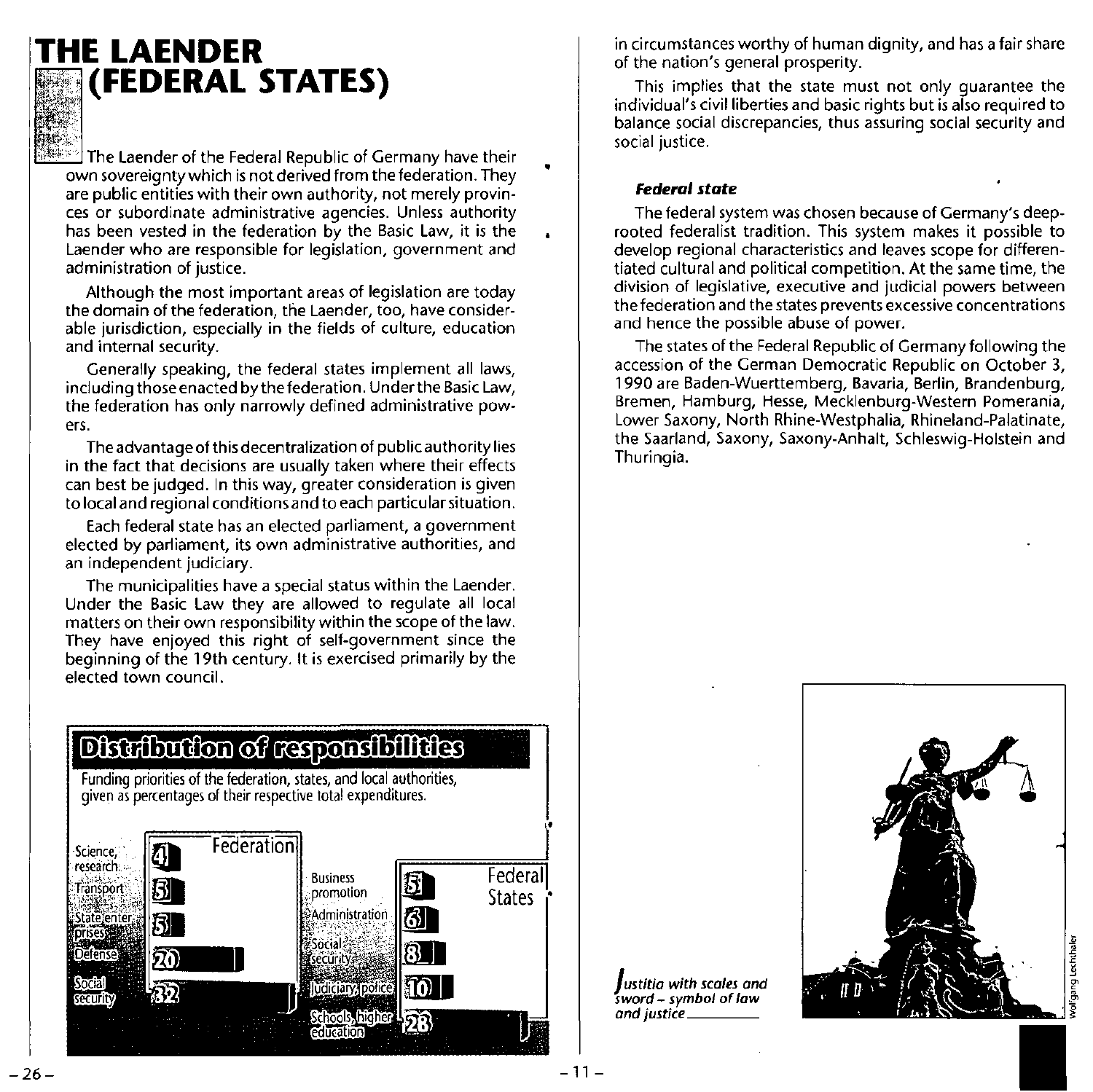# THE LAENDER (FEDERAL STATES)

The Laender of the Federal Republic of Germany have their own sovereignty which is not derived from the federation. They are public entities with their own authority, not merely provinces or subordinate administrative agencies. Unless authority has been vested in the federation by the Basic Law, it is the Laender who are responsible for legislation, government and administration of justice.

Although the most important areas of legislation are today the domain of the federation, the Laender, too, have considerable jurisdiction, especially in the fields of culture, education and internal security.

Generally speaking, the federal states implement all laws, including those enacted by the federation. Under the Basic Law, the federation has only narrowly defined administrative powers.

The advantage of this decentralization of public authority lies in the fact that decisions are usually taken where their effects can best be judged. In this way, greater consideration is given to local and regional conditions and to each particular situation.

Each federal state has an elected parliament, a government elected by parliament, its own administrative authorities, and an independent judiciary.

The municipalities have a special status within the Laender. Under the Basic Law they are allowed to regulate all local matters on their own responsibility within the scope of the law. They have enjoyed this right of self-government since the beginning of the 19th century. It is exercised primarily by the elected town council.

## Distribution of responsibilities

Funding priorities of the federation, states, and local authorities, given as percentages of their respective total expenditures.

| Federation | % |
|---|---|
| Science, research | 4 |
| Transport | 5 |
| State enterprises | 5 |
| Defense | 20 |
| Social security | 32 |

| Federal States | % |
|---|---|
| Business promotion | 5 |
| Administration | 6 |
| Social security | 8 |
| Judiciary, police | 10 |
| Schools, higher education | 28 |

in circumstances worthy of human dignity, and has a fair share of the nation's general prosperity.

This implies that the state must not only guarantee the individual's civil liberties and basic rights but is also required to balance social discrepancies, thus assuring social security and social justice.

### *Federal state*

The federal system was chosen because of Germany's deep-rooted federalist tradition. This system makes it possible to develop regional characteristics and leaves scope for differentiated cultural and political competition. At the same time, the division of legislative, executive and judicial powers between the federation and the states prevents excessive concentrations and hence the possible abuse of power.

The states of the Federal Republic of Germany following the accession of the German Democratic Republic on October 3, 1990 are Baden-Wuerttemberg, Bavaria, Berlin, Brandenburg, Bremen, Hamburg, Hesse, Mecklenburg-Western Pomerania, Lower Saxony, North Rhine-Westphalia, Rhineland-Palatinate, the Saarland, Saxony, Saxony-Anhalt, Schleswig-Holstein and Thuringia.

*Justitia with scales and sword – symbol of law and justice*

Wolfgang Lechthaler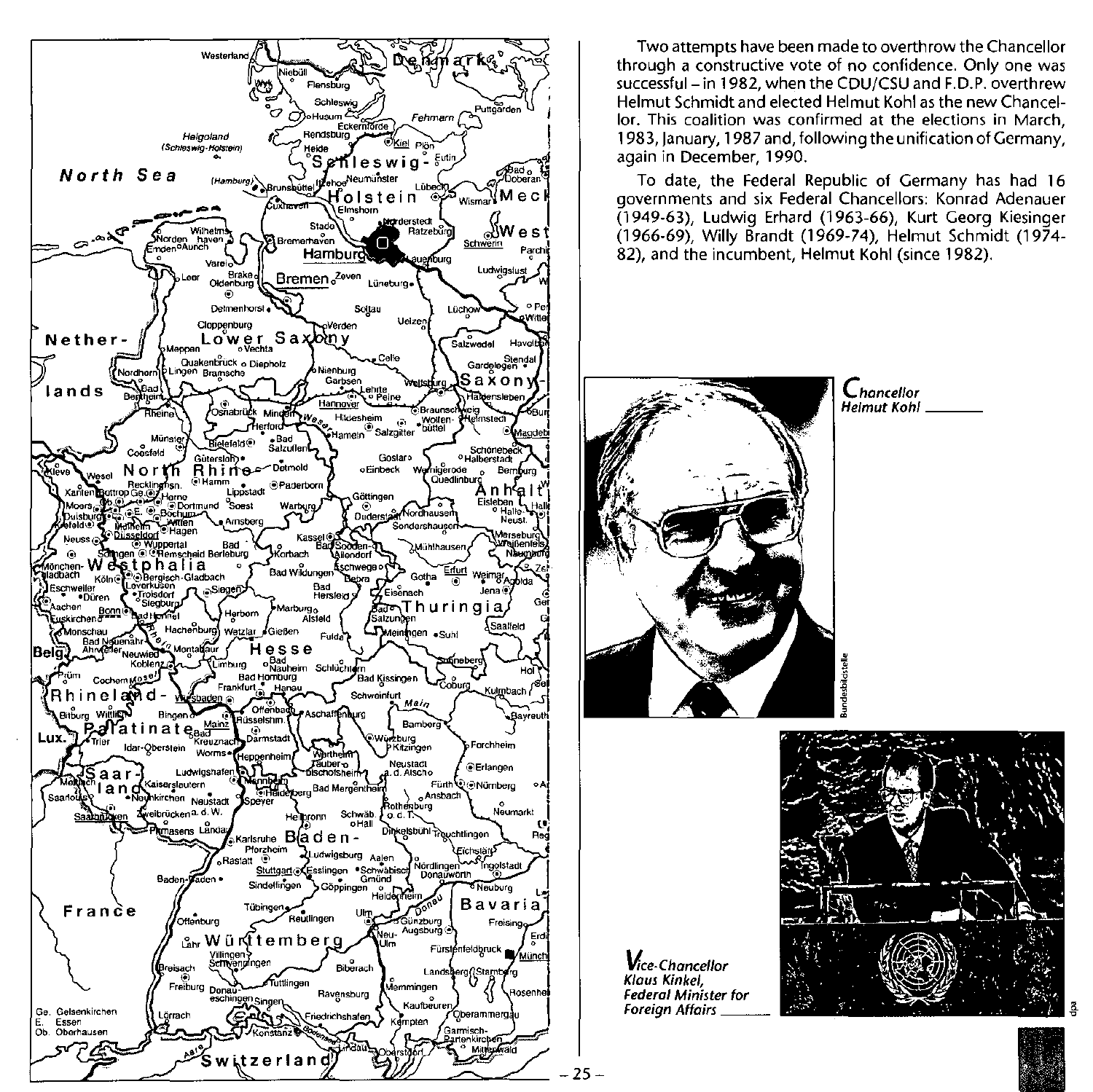Two attempts have been made to overthrow the Chancellor through a constructive vote of no confidence. Only one was successful – in 1982, when the CDU/CSU and F.D.P. overthrew Helmut Schmidt and elected Helmut Kohl as the new Chancellor. This coalition was confirmed at the elections in March, 1983, January, 1987 and, following the unification of Germany, again in December, 1990.

To date, the Federal Republic of Germany has had 16 governments and six Federal Chancellors: Konrad Adenauer (1949-63), Ludwig Erhard (1963-66), Kurt Georg Kiesinger (1966-69), Willy Brandt (1969-74), Helmut Schmidt (1974-82), and the incumbent, Helmut Kohl (since 1982).

*Chancellor Helmut Kohl*

*Vice-Chancellor Klaus Kinkel, Federal Minister for Foreign Affairs*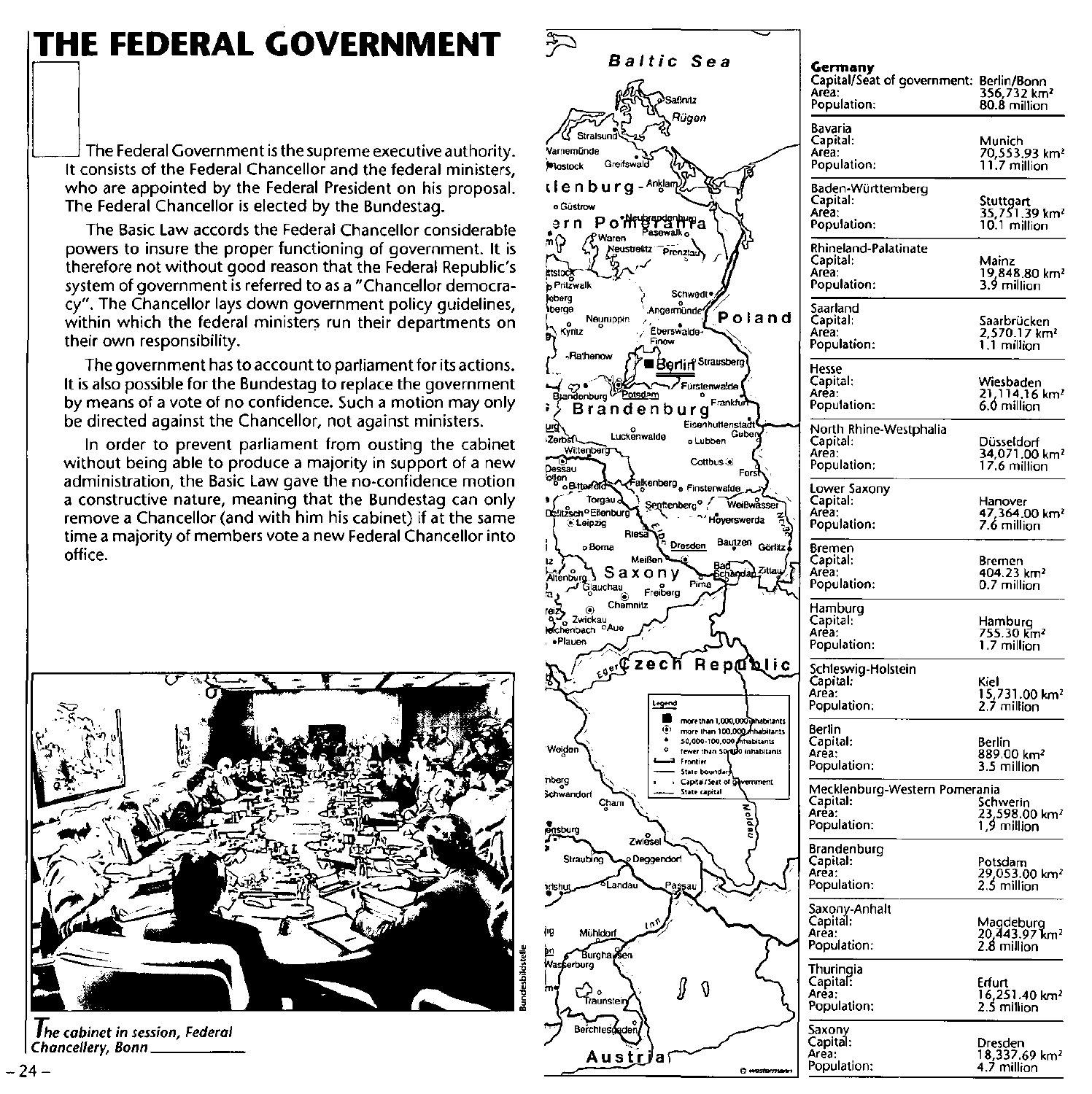# THE FEDERAL GOVERNMENT

The Federal Government is the supreme executive authority. It consists of the Federal Chancellor and the federal ministers, who are appointed by the Federal President on his proposal. The Federal Chancellor is elected by the Bundestag.

The Basic Law accords the Federal Chancellor considerable powers to insure the proper functioning of government. It is therefore not without good reason that the Federal Republic's system of government is referred to as a "Chancellor democracy". The Chancellor lays down government policy guidelines, within which the federal ministers run their departments on their own responsibility.

The government has to account to parliament for its actions. It is also possible for the Bundestag to replace the government by means of a vote of no confidence. Such a motion may only be directed against the Chancellor, not against ministers.

In order to prevent parliament from ousting the cabinet without being able to produce a majority in support of a new administration, the Basic Law gave the no-confidence motion a constructive nature, meaning that the Bundestag can only remove a Chancellor (and with him his cabinet) if at the same time a majority of members vote a new Federal Chancellor into office.

*The cabinet in session, Federal Chancellery, Bonn*

| | | |
|---|---|---|
| **Germany** | Capital/Seat of government: | Berlin/Bonn |
| | Area: | 356,732 km² |
| | Population: | 80.8 million |
| **Bavaria** | Capital: | Munich |
| | Area: | 70,553.93 km² |
| | Population: | 11.7 million |
| **Baden-Württemberg** | Capital: | Stuttgart |
| | Area: | 35,751.39 km² |
| | Population: | 10.1 million |
| **Rhineland-Palatinate** | Capital: | Mainz |
| | Area: | 19,848.80 km² |
| | Population: | 3.9 million |
| **Saarland** | Capital: | Saarbrücken |
| | Area: | 2,570.17 km² |
| | Population: | 1.1 million |
| **Hesse** | Capital: | Wiesbaden |
| | Area: | 21,114.16 km² |
| | Population: | 6.0 million |
| **North Rhine-Westphalia** | Capital: | Düsseldorf |
| | Area: | 34,071.00 km² |
| | Population: | 17.6 million |
| **Lower Saxony** | Capital: | Hanover |
| | Area: | 47,364.00 km² |
| | Population: | 7.6 million |
| **Bremen** | Capital: | Bremen |
| | Area: | 404.23 km² |
| | Population: | 0.7 million |
| **Hamburg** | Capital: | Hamburg |
| | Area: | 755.30 km² |
| | Population: | 1.7 million |
| **Schleswig-Holstein** | Capital: | Kiel |
| | Area: | 15,731.00 km² |
| | Population: | 2.7 million |
| **Berlin** | Capital: | Berlin |
| | Area: | 889.00 km² |
| | Population: | 3.5 million |
| **Mecklenburg-Western Pomerania** | Capital: | Schwerin |
| | Area: | 23,598.00 km² |
| | Population: | 1.9 million |
| **Brandenburg** | Capital: | Potsdam |
| | Area: | 29,053.00 km² |
| | Population: | 2.5 million |
| **Saxony-Anhalt** | Capital: | Magdeburg |
| | Area: | 20,443.97 km² |
| | Population: | 2.8 million |
| **Thuringia** | Capital: | Erfurt |
| | Area: | 16,251.40 km² |
| | Population: | 2.5 million |
| **Saxony** | Capital: | Dresden |
| | Area: | 18,337.69 km² |
| | Population: | 4.7 million |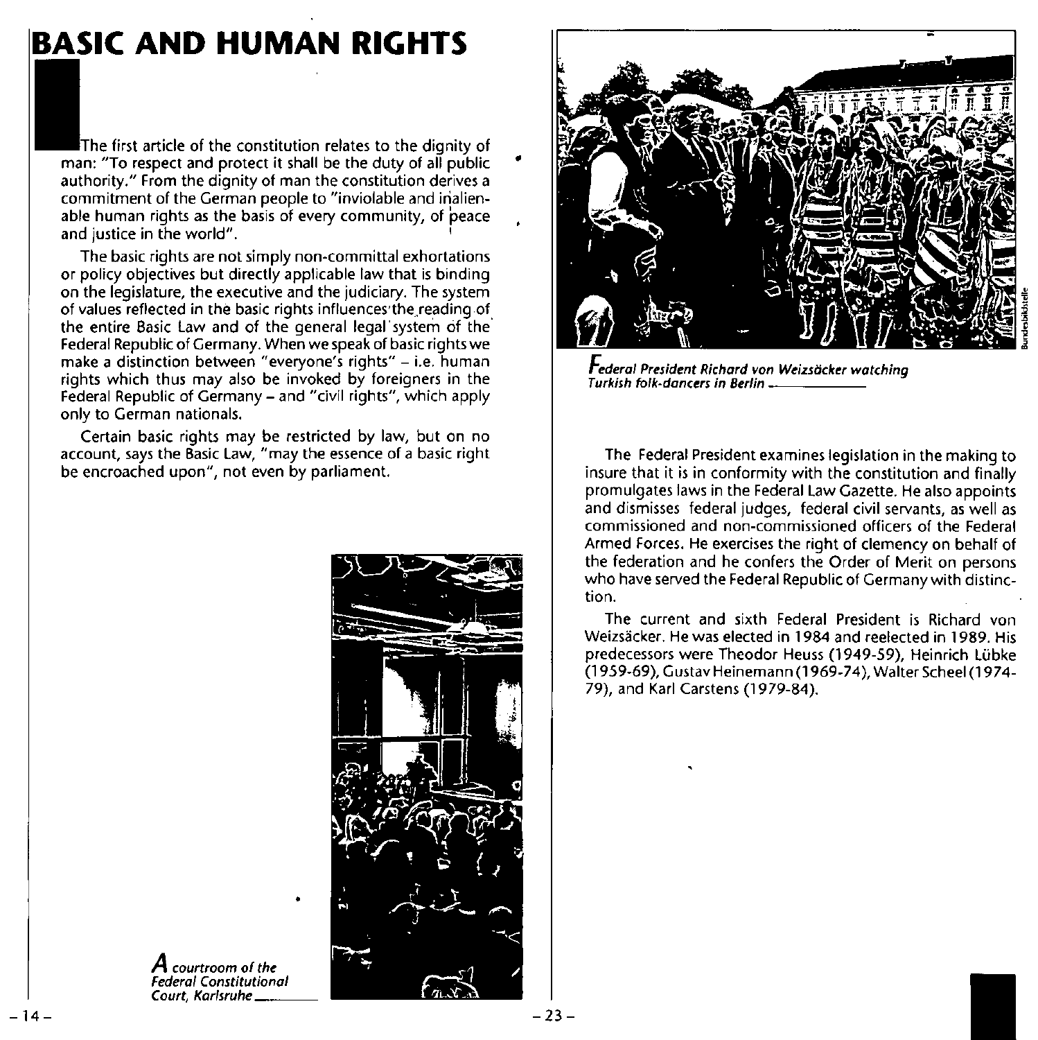# BASIC AND HUMAN RIGHTS

The first article of the constitution relates to the dignity of man: "To respect and protect it shall be the duty of all public authority." From the dignity of man the constitution derives a commitment of the German people to "inviolable and inalienable human rights as the basis of every community, of peace and justice in the world".

The basic rights are not simply non-committal exhortations or policy objectives but directly applicable law that is binding on the legislature, the executive and the judiciary. The system of values reflected in the basic rights influences the reading of the entire Basic Law and of the general legal system of the Federal Republic of Germany. When we speak of basic rights we make a distinction between "everyone's rights" – i.e. human rights which thus may also be invoked by foreigners in the Federal Republic of Germany – and "civil rights", which apply only to German nationals.

Certain basic rights may be restricted by law, but on no account, says the Basic Law, "may the essence of a basic right be encroached upon", not even by parliament.

*A courtroom of the Federal Constitutional Court, Karlsruhe*

*Federal President Richard von Weizsäcker watching Turkish folk-dancers in Berlin*

The Federal President examines legislation in the making to insure that it is in conformity with the constitution and finally promulgates laws in the Federal Law Gazette. He also appoints and dismisses federal judges, federal civil servants, as well as commissioned and non-commissioned officers of the Federal Armed Forces. He exercises the right of clemency on behalf of the federation and he confers the Order of Merit on persons who have served the Federal Republic of Germany with distinction.

The current and sixth Federal President is Richard von Weizsäcker. He was elected in 1984 and reelected in 1989. His predecessors were Theodor Heuss (1949-59), Heinrich Lübke (1959-69), Gustav Heinemann (1969-74), Walter Scheel (1974-79), and Karl Carstens (1979-84).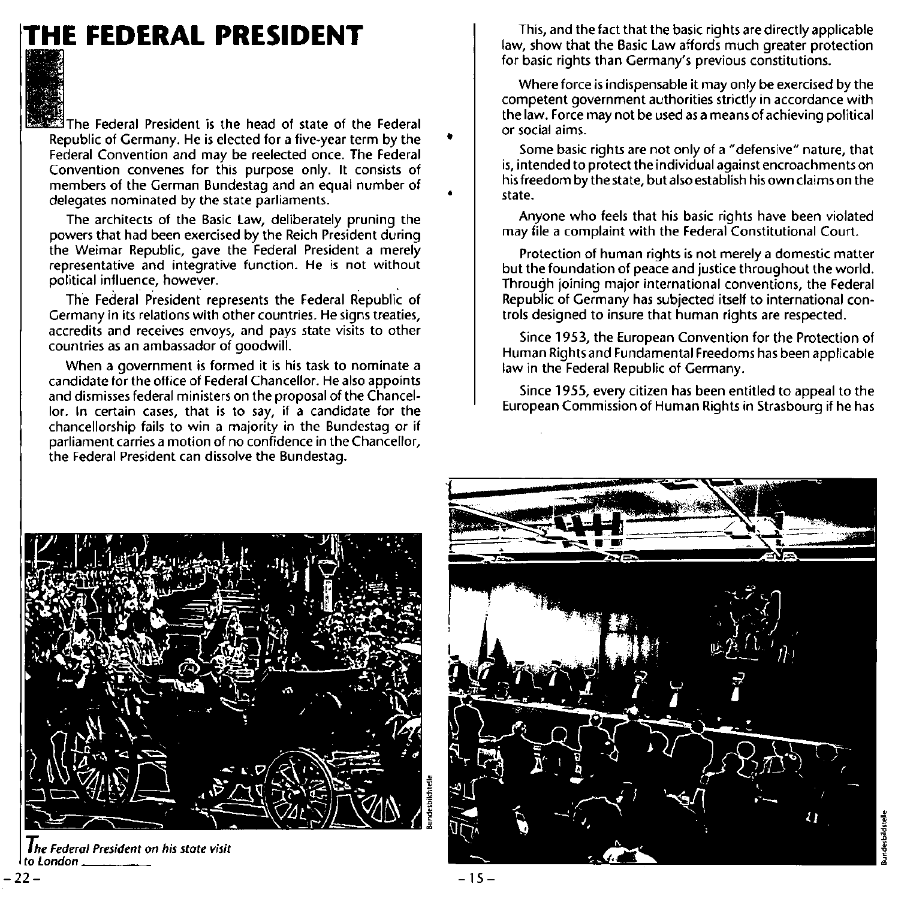# THE FEDERAL PRESIDENT

The Federal President is the head of state of the Federal Republic of Germany. He is elected for a five-year term by the Federal Convention and may be reelected once. The Federal Convention convenes for this purpose only. It consists of members of the German Bundestag and an equal number of delegates nominated by the state parliaments.

The architects of the Basic Law, deliberately pruning the powers that had been exercised by the Reich President during the Weimar Republic, gave the Federal President a merely representative and integrative function. He is not without political influence, however.

The Federal President represents the Federal Republic of Germany in its relations with other countries. He signs treaties, accredits and receives envoys, and pays state visits to other countries as an ambassador of goodwill.

When a government is formed it is his task to nominate a candidate for the office of Federal Chancellor. He also appoints and dismisses federal ministers on the proposal of the Chancellor. In certain cases, that is to say, if a candidate for the chancellorship fails to win a majority in the Bundestag or if parliament carries a motion of no confidence in the Chancellor, the Federal President can dissolve the Bundestag.

*The Federal President on his state visit to London*

This, and the fact that the basic rights are directly applicable law, show that the Basic Law affords much greater protection for basic rights than Germany's previous constitutions.

Where force is indispensable it may only be exercised by the competent government authorities strictly in accordance with the law. Force may not be used as a means of achieving political or social aims.

Some basic rights are not only of a "defensive" nature, that is, intended to protect the individual against encroachments on his freedom by the state, but also establish his own claims on the state.

Anyone who feels that his basic rights have been violated may file a complaint with the Federal Constitutional Court.

Protection of human rights is not merely a domestic matter but the foundation of peace and justice throughout the world. Through joining major international conventions, the Federal Republic of Germany has subjected itself to international controls designed to insure that human rights are respected.

Since 1953, the European Convention for the Protection of Human Rights and Fundamental Freedoms has been applicable law in the Federal Republic of Germany.

Since 1955, every citizen has been entitled to appeal to the European Commission of Human Rights in Strasbourg if he has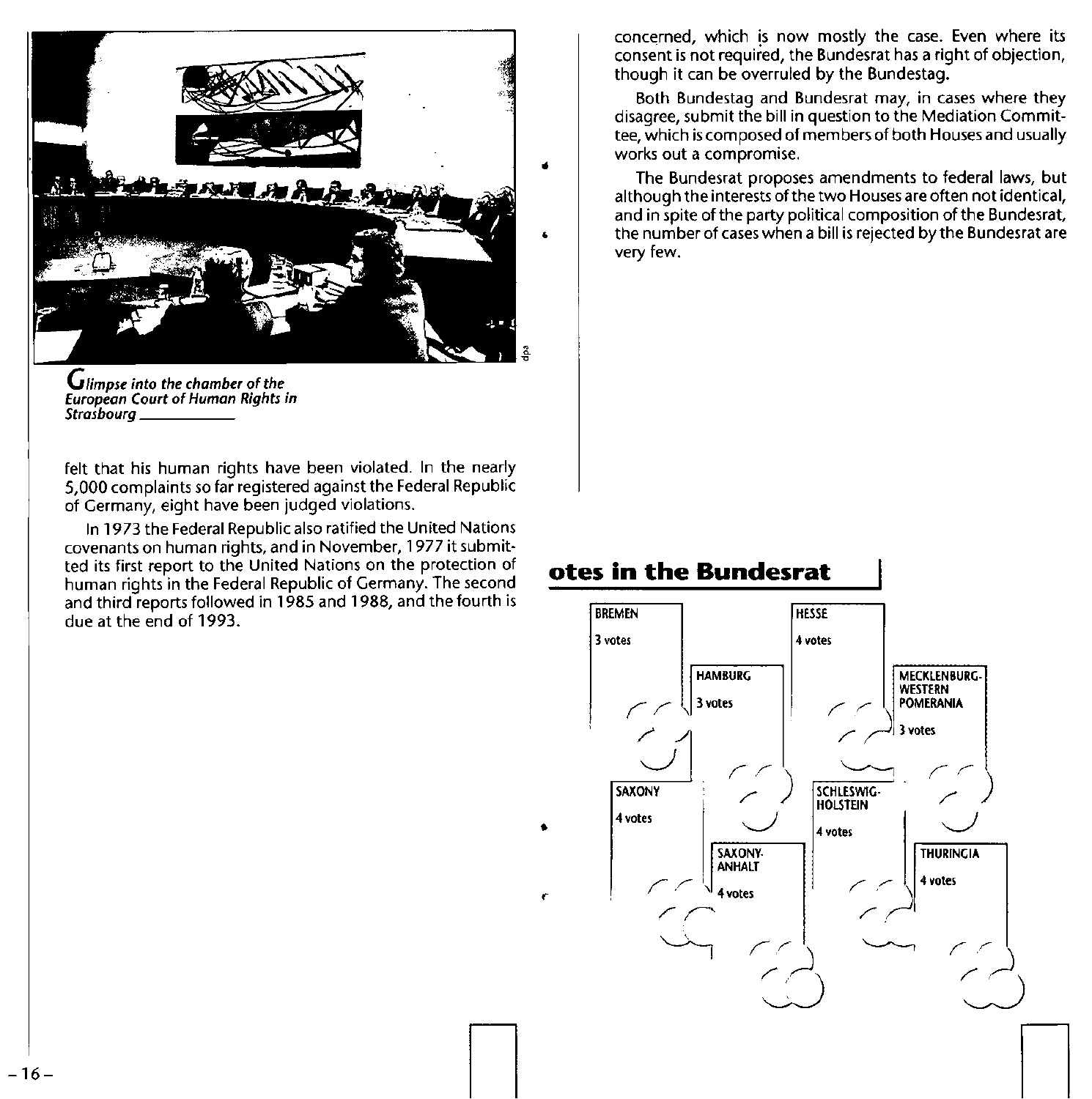*Glimpse into the chamber of the European Court of Human Rights in Strasbourg*

felt that his human rights have been violated. In the nearly 5,000 complaints so far registered against the Federal Republic of Germany, eight have been judged violations.

In 1973 the Federal Republic also ratified the United Nations covenants on human rights, and in November, 1977 it submitted its first report to the United Nations on the protection of human rights in the Federal Republic of Germany. The second and third reports followed in 1985 and 1988, and the fourth is due at the end of 1993.

concerned, which is now mostly the case. Even where its consent is not required, the Bundesrat has a right of objection, though it can be overruled by the Bundestag.

Both Bundestag and Bundesrat may, in cases where they disagree, submit the bill in question to the Mediation Committee, which is composed of members of both Houses and usually works out a compromise.

The Bundesrat proposes amendments to federal laws, but although the interests of the two Houses are often not identical, and in spite of the party political composition of the Bundesrat, the number of cases when a bill is rejected by the Bundesrat are very few.

## otes in the Bundesrat

| State | Votes |
|---|---|
| BREMEN | 3 votes |
| HAMBURG | 3 votes |
| HESSE | 4 votes |
| MECKLENBURG-WESTERN POMERANIA | 3 votes |
| SAXONY | 4 votes |
| SAXONY-ANHALT | 4 votes |
| SCHLESWIG-HOLSTEIN | 4 votes |
| THURINGIA | 4 votes |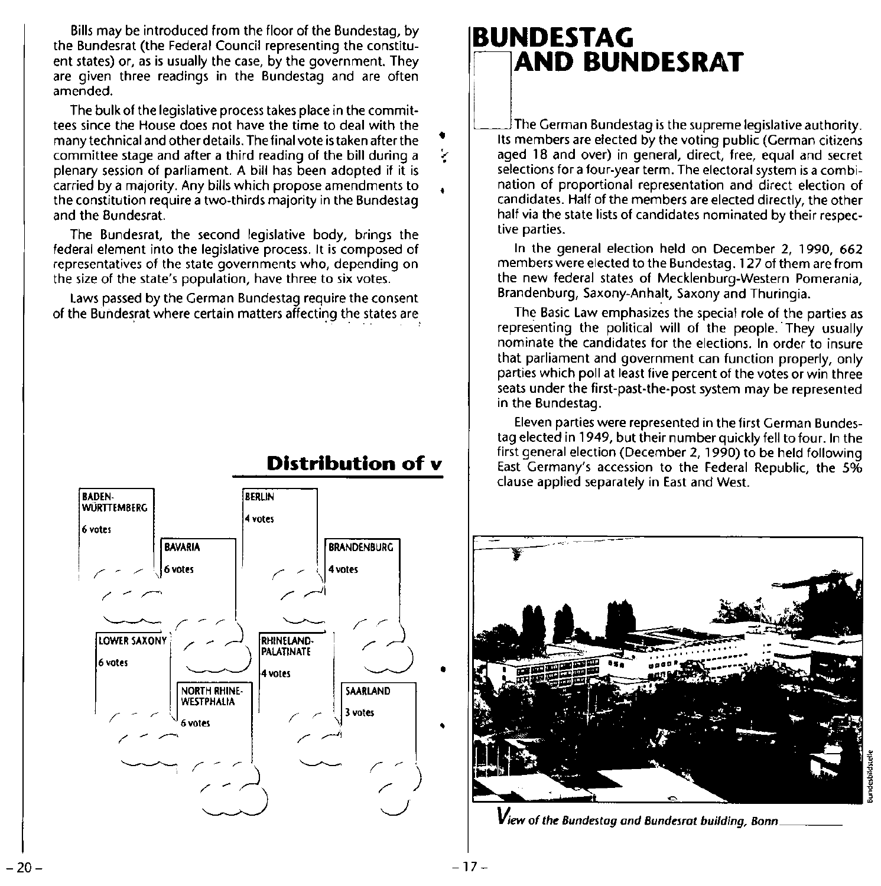Bills may be introduced from the floor of the Bundestag, by the Bundesrat (the Federal Council representing the constituent states) or, as is usually the case, by the government. They are given three readings in the Bundestag and are often amended.

The bulk of the legislative process takes place in the committees since the House does not have the time to deal with the many technical and other details. The final vote is taken after the committee stage and after a third reading of the bill during a plenary session of parliament. A bill has been adopted if it is carried by a majority. Any bills which propose amendments to the constitution require a two-thirds majority in the Bundestag and the Bundesrat.

The Bundesrat, the second legislative body, brings the federal element into the legislative process. It is composed of representatives of the state governments who, depending on the size of the state's population, have three to six votes.

Laws passed by the German Bundestag require the consent of the Bundesrat where certain matters affecting the states are

## Distribution of v

BADEN-WÜRTTEMBERG
6 votes

BAVARIA
6 votes

BERLIN
4 votes

BRANDENBURG
4 votes

LOWER SAXONY
6 votes

NORTH RHINE-WESTPHALIA
6 votes

RHINELAND-PALATINATE
4 votes

SAARLAND
3 votes

# BUNDESTAG AND BUNDESRAT

The German Bundestag is the supreme legislative authority. Its members are elected by the voting public (German citizens aged 18 and over) in general, direct, free, equal and secret selections for a four-year term. The electoral system is a combination of proportional representation and direct election of candidates. Half of the members are elected directly, the other half via the state lists of candidates nominated by their respective parties.

In the general election held on December 2, 1990, 662 members were elected to the Bundestag. 127 of them are from the new federal states of Mecklenburg-Western Pomerania, Brandenburg, Saxony-Anhalt, Saxony and Thuringia.

The Basic Law emphasizes the special role of the parties as representing the political will of the people. They usually nominate the candidates for the elections. In order to insure that parliament and government can function properly, only parties which poll at least five percent of the votes or win three seats under the first-past-the-post system may be represented in the Bundestag.

Eleven parties were represented in the first German Bundestag elected in 1949, but their number quickly fell to four. In the first general election (December 2, 1990) to be held following East Germany's accession to the Federal Republic, the 5% clause applied separately in East and West.

*View of the Bundestag and Bundesrat building, Bonn*

Bundesbildstelle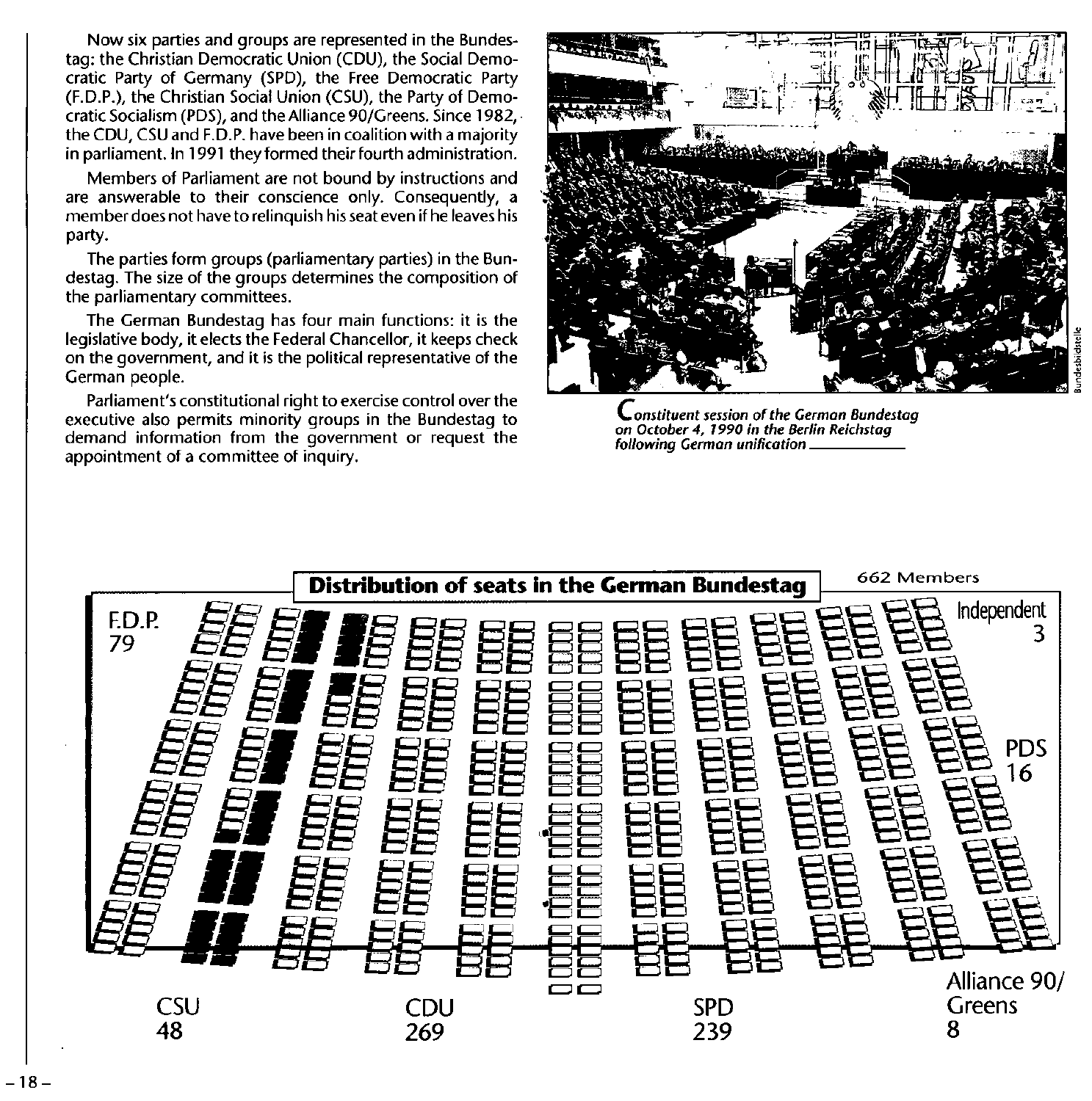Now six parties and groups are represented in the Bundestag: the Christian Democratic Union (CDU), the Social Democratic Party of Germany (SPD), the Free Democratic Party (F.D.P.), the Christian Social Union (CSU), the Party of Democratic Socialism (PDS), and the Alliance 90/Greens. Since 1982, the CDU, CSU and F.D.P. have been in coalition with a majority in parliament. In 1991 they formed their fourth administration.

Members of Parliament are not bound by instructions and are answerable to their conscience only. Consequently, a member does not have to relinquish his seat even if he leaves his party.

The parties form groups (parliamentary parties) in the Bundestag. The size of the groups determines the composition of the parliamentary committees.

The German Bundestag has four main functions: it is the legislative body, it elects the Federal Chancellor, it keeps check on the government, and it is the political representative of the German people.

Parliament's constitutional right to exercise control over the executive also permits minority groups in the Bundestag to demand information from the government or request the appointment of a committee of inquiry.

*Constituent session of the German Bundestag on October 4, 1990 in the Berlin Reichstag following German unification*

Bundesbildstelle

**Distribution of seats in the German Bundestag**

662 Members

F.D.P. 79

Independent 3

PDS 16

CSU 48

CDU 269

SPD 239

Alliance 90/Greens 8